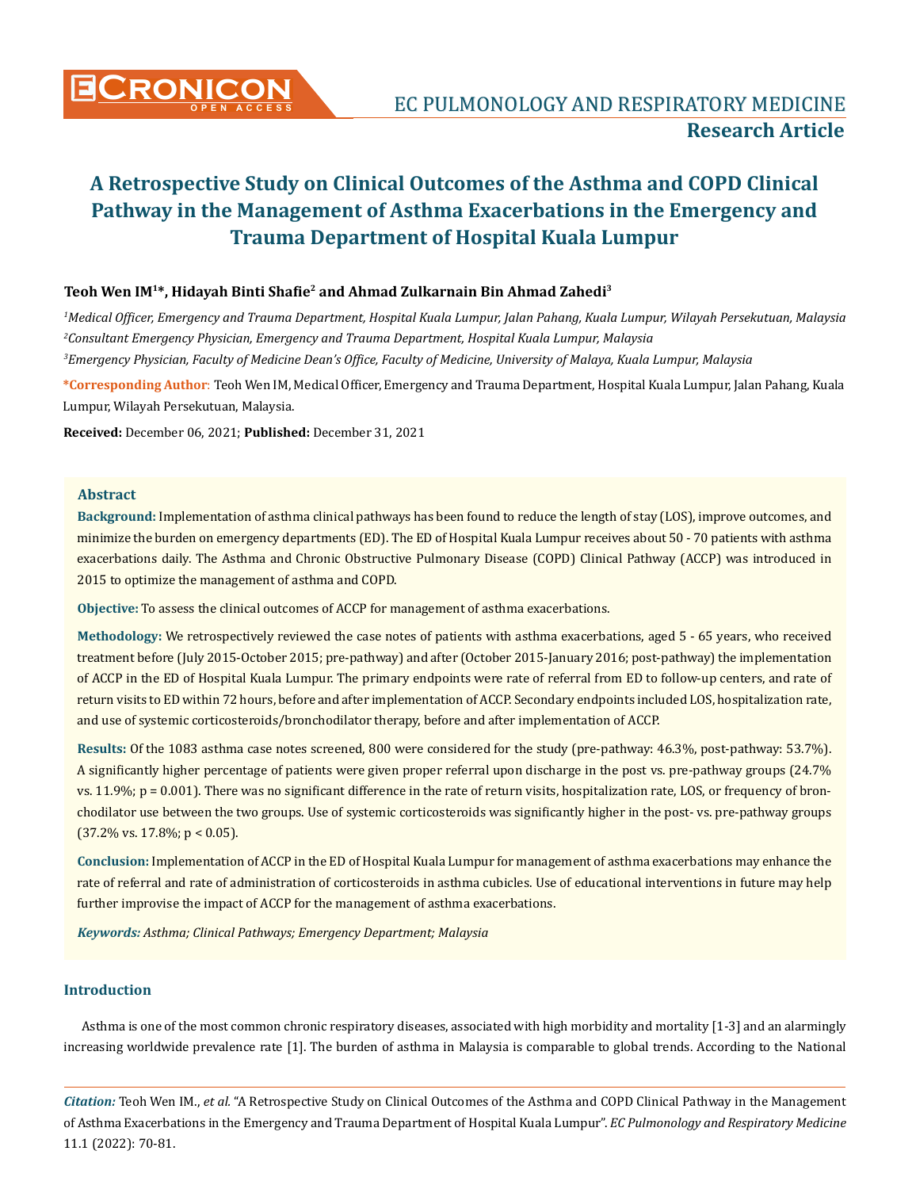# A Retrospective Study on Clinical Outcomes of the Asthma and COPD Clinical Pathway in the Management of Asthma Exacerbations in the Emergency and Trauma Department of Hospital Kuala Lumpur

**Teoh Wen IM[1]\*, Hidayah Binti Shafie[2] and Ahmad Zulkarnain Bin Ahmad Zahedi[3]**

*[1]Medical Officer, Emergency and Trauma Department, Hospital Kuala Lumpur, Jalan Pahang, Kuala Lumpur, Wilayah Persekutuan, Malaysia*

*[2]Consultant Emergency Physician, Emergency and Trauma Department, Hospital Kuala Lumpur, Malaysia*

*[3]Emergency Physician, Faculty of Medicine Dean's Office, Faculty of Medicine, University of Malaya, Kuala Lumpur, Malaysia*

**\*Corresponding Author**: Teoh Wen IM, Medical Officer, Emergency and Trauma Department, Hospital Kuala Lumpur, Jalan Pahang, Kuala Lumpur, Wilayah Persekutuan, Malaysia.

**Received:** December 06, 2021; **Published:** December 31, 2021

## Abstract

**Background:** Implementation of asthma clinical pathways has been found to reduce the length of stay (LOS), improve outcomes, and minimize the burden on emergency departments (ED). The ED of Hospital Kuala Lumpur receives about 50 - 70 patients with asthma exacerbations daily. The Asthma and Chronic Obstructive Pulmonary Disease (COPD) Clinical Pathway (ACCP) was introduced in 2015 to optimize the management of asthma and COPD.

**Objective:** To assess the clinical outcomes of ACCP for management of asthma exacerbations.

**Methodology:** We retrospectively reviewed the case notes of patients with asthma exacerbations, aged 5 - 65 years, who received treatment before (July 2015-October 2015; pre-pathway) and after (October 2015-January 2016; post-pathway) the implementation of ACCP in the ED of Hospital Kuala Lumpur. The primary endpoints were rate of referral from ED to follow-up centers, and rate of return visits to ED within 72 hours, before and after implementation of ACCP. Secondary endpoints included LOS, hospitalization rate, and use of systemic corticosteroids/bronchodilator therapy, before and after implementation of ACCP.

**Results:** Of the 1083 asthma case notes screened, 800 were considered for the study (pre-pathway: 46.3%, post-pathway: 53.7%). A significantly higher percentage of patients were given proper referral upon discharge in the post vs. pre-pathway groups (24.7% vs. 11.9%; p = 0.001). There was no significant difference in the rate of return visits, hospitalization rate, LOS, or frequency of bronchodilator use between the two groups. Use of systemic corticosteroids was significantly higher in the post- vs. pre-pathway groups (37.2% vs. 17.8%; $p < 0.05$).

**Conclusion:** Implementation of ACCP in the ED of Hospital Kuala Lumpur for management of asthma exacerbations may enhance the rate of referral and rate of administration of corticosteroids in asthma cubicles. Use of educational interventions in future may help further improvise the impact of ACCP for the management of asthma exacerbations.

***Keywords:** Asthma; Clinical Pathways; Emergency Department; Malaysia*

## Introduction

Asthma is one of the most common chronic respiratory diseases, associated with high morbidity and mortality [1-3] and an alarmingly increasing worldwide prevalence rate [1]. The burden of asthma in Malaysia is comparable to global trends. According to the National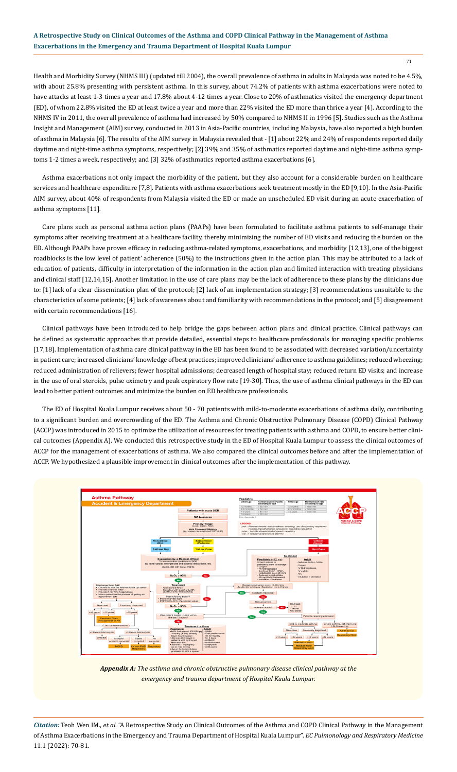Health and Morbidity Survey (NHMS III) (updated till 2004), the overall prevalence of asthma in adults in Malaysia was noted to be 4.5%, with about 25.8% presenting with persistent asthma. In this survey, about 74.2% of patients with asthma exacerbations were noted to have attacks at least 1-3 times a year and 17.8% about 4-12 times a year. Close to 20% of asthmatics visited the emergency department (ED), of whom 22.8% visited the ED at least twice a year and more than 22% visited the ED more than thrice a year [4]. According to the NHMS IV in 2011, the overall prevalence of asthma had increased by 50% compared to NHMS II in 1996 [5]. Studies such as the Asthma Insight and Management (AIM) survey, conducted in 2013 in Asia-Pacific countries, including Malaysia, have also reported a high burden of asthma in Malaysia [6]. The results of the AIM survey in Malaysia revealed that - [1] about 22% and 24% of respondents reported daily daytime and night-time asthma symptoms, respectively; [2] 39% and 35% of asthmatics reported daytime and night-time asthma symptoms 1-2 times a week, respectively; and [3] 32% of asthmatics reported asthma exacerbations [6].

Asthma exacerbations not only impact the morbidity of the patient, but they also account for a considerable burden on healthcare services and healthcare expenditure [7,8]. Patients with asthma exacerbations seek treatment mostly in the ED [9,10]. In the Asia-Pacific AIM survey, about 40% of respondents from Malaysia visited the ED or made an unscheduled ED visit during an acute exacerbation of asthma symptoms [11].

Care plans such as personal asthma action plans (PAAPs) have been formulated to facilitate asthma patients to self-manage their symptoms after receiving treatment at a healthcare facility, thereby minimizing the number of ED visits and reducing the burden on the ED. Although PAAPs have proven efficacy in reducing asthma-related symptoms, exacerbations, and morbidity [12,13], one of the biggest roadblocks is the low level of patient' adherence (50%) to the instructions given in the action plan. This may be attributed to a lack of education of patients, difficulty in interpretation of the information in the action plan and limited interaction with treating physicians and clinical staff [12,14,15]. Another limitation in the use of care plans may be the lack of adherence to these plans by the clinicians due to: [1] lack of a clear dissemination plan of the protocol; [2] lack of an implementation strategy; [3] recommendations unsuitable to the characteristics of some patients; [4] lack of awareness about and familiarity with recommendations in the protocol; and [5] disagreement with certain recommendations [16].

Clinical pathways have been introduced to help bridge the gaps between action plans and clinical practice. Clinical pathways can be defined as systematic approaches that provide detailed, essential steps to healthcare professionals for managing specific problems [17,18]. Implementation of asthma care clinical pathway in the ED has been found to be associated with decreased variation/uncertainty in patient care; increased clinicians' knowledge of best practices; improved clinicians' adherence to asthma guidelines; reduced wheezing; reduced administration of relievers; fewer hospital admissions; decreased length of hospital stay; reduced return ED visits; and increase in the use of oral steroids, pulse oximetry and peak expiratory flow rate [19-30]. Thus, the use of asthma clinical pathways in the ED can lead to better patient outcomes and minimize the burden on ED healthcare professionals.

The ED of Hospital Kuala Lumpur receives about 50 - 70 patients with mild-to-moderate exacerbations of asthma daily, contributing to a significant burden and overcrowding of the ED. The Asthma and Chronic Obstructive Pulmonary Disease (COPD) Clinical Pathway (ACCP) was introduced in 2015 to optimize the utilization of resources for treating patients with asthma and COPD, to ensure better clinical outcomes (Appendix A). We conducted this retrospective study in the ED of Hospital Kuala Lumpur to assess the clinical outcomes of ACCP for the management of exacerbations of asthma. We also compared the clinical outcomes before and after the implementation of ACCP. We hypothesized a plausible improvement in clinical outcomes after the implementation of this pathway.

***Appendix A:*** *The asthma and chronic obstructive pulmonary disease clinical pathway at the emergency and trauma department of Hospital Kuala Lumpur.*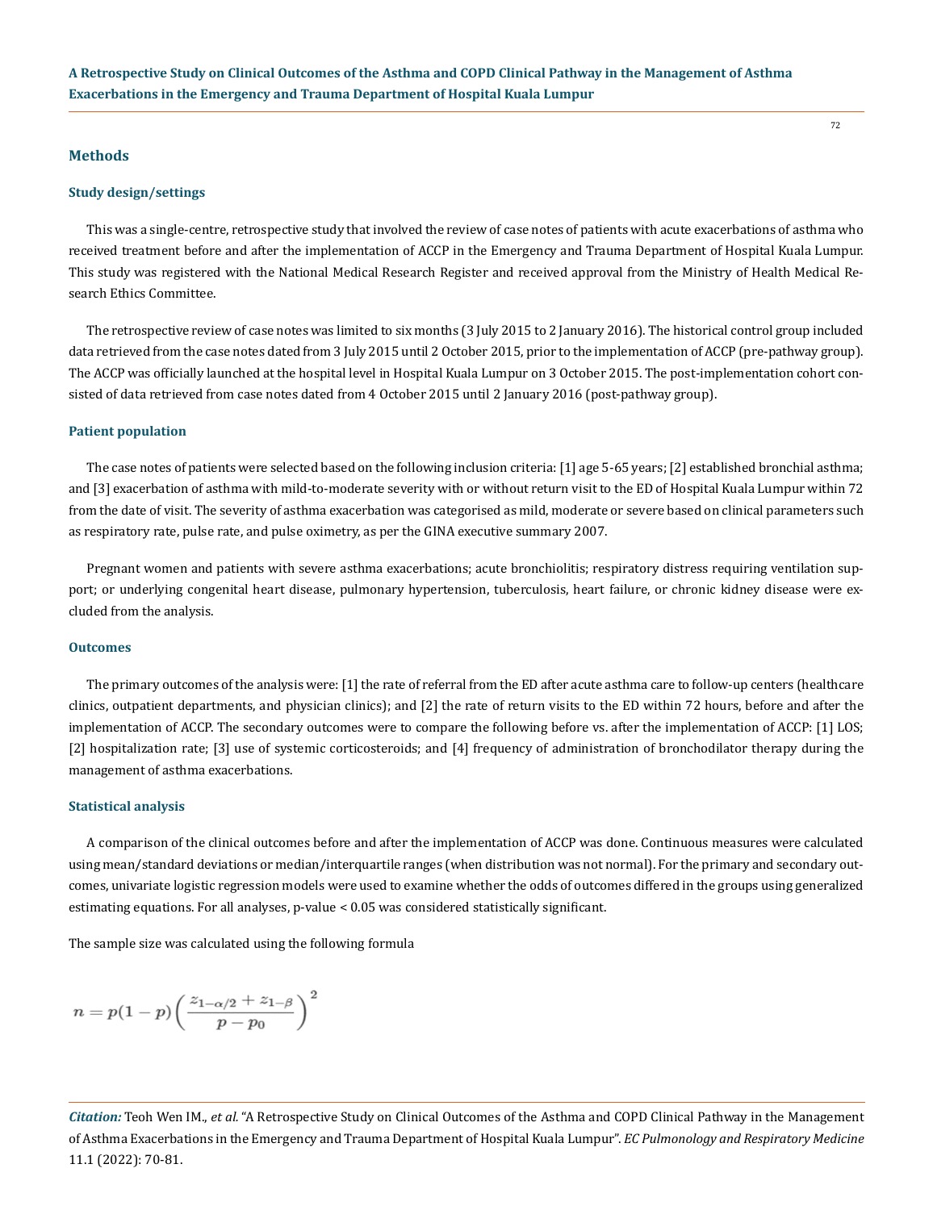## Methods

### Study design/settings

This was a single-centre, retrospective study that involved the review of case notes of patients with acute exacerbations of asthma who received treatment before and after the implementation of ACCP in the Emergency and Trauma Department of Hospital Kuala Lumpur. This study was registered with the National Medical Research Register and received approval from the Ministry of Health Medical Research Ethics Committee.

The retrospective review of case notes was limited to six months (3 July 2015 to 2 January 2016). The historical control group included data retrieved from the case notes dated from 3 July 2015 until 2 October 2015, prior to the implementation of ACCP (pre-pathway group). The ACCP was officially launched at the hospital level in Hospital Kuala Lumpur on 3 October 2015. The post-implementation cohort consisted of data retrieved from case notes dated from 4 October 2015 until 2 January 2016 (post-pathway group).

### Patient population

The case notes of patients were selected based on the following inclusion criteria: [1] age 5-65 years; [2] established bronchial asthma; and [3] exacerbation of asthma with mild-to-moderate severity with or without return visit to the ED of Hospital Kuala Lumpur within 72 from the date of visit. The severity of asthma exacerbation was categorised as mild, moderate or severe based on clinical parameters such as respiratory rate, pulse rate, and pulse oximetry, as per the GINA executive summary 2007.

Pregnant women and patients with severe asthma exacerbations; acute bronchiolitis; respiratory distress requiring ventilation support; or underlying congenital heart disease, pulmonary hypertension, tuberculosis, heart failure, or chronic kidney disease were excluded from the analysis.

### Outcomes

The primary outcomes of the analysis were: [1] the rate of referral from the ED after acute asthma care to follow-up centers (healthcare clinics, outpatient departments, and physician clinics); and [2] the rate of return visits to the ED within 72 hours, before and after the implementation of ACCP. The secondary outcomes were to compare the following before vs. after the implementation of ACCP: [1] LOS; [2] hospitalization rate; [3] use of systemic corticosteroids; and [4] frequency of administration of bronchodilator therapy during the management of asthma exacerbations.

### Statistical analysis

A comparison of the clinical outcomes before and after the implementation of ACCP was done. Continuous measures were calculated using mean/standard deviations or median/interquartile ranges (when distribution was not normal). For the primary and secondary outcomes, univariate logistic regression models were used to examine whether the odds of outcomes differed in the groups using generalized estimating equations. For all analyses, p-value < 0.05 was considered statistically significant.

The sample size was calculated using the following formula

$$n = p(1-p)\left(\frac{z_{1-\alpha/2} + z_{1-\beta}}{p - p_0}\right)^2$$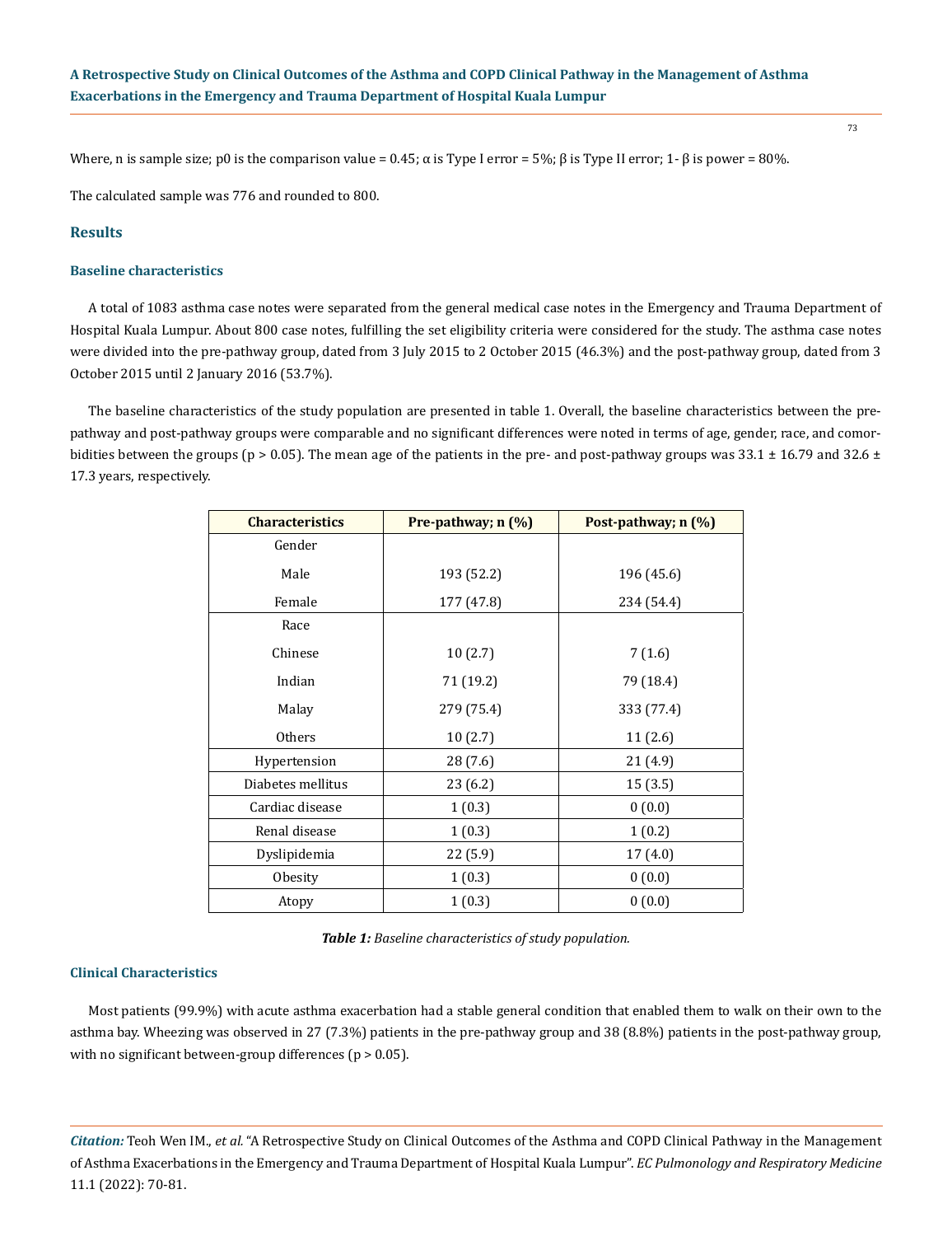Where, n is sample size; p0 is the comparison value = 0.45; α is Type I error = 5%; β is Type II error; 1- β is power = 80%.

The calculated sample was 776 and rounded to 800.

## Results

### Baseline characteristics

A total of 1083 asthma case notes were separated from the general medical case notes in the Emergency and Trauma Department of Hospital Kuala Lumpur. About 800 case notes, fulfilling the set eligibility criteria were considered for the study. The asthma case notes were divided into the pre-pathway group, dated from 3 July 2015 to 2 October 2015 (46.3%) and the post-pathway group, dated from 3 October 2015 until 2 January 2016 (53.7%).

The baseline characteristics of the study population are presented in table 1. Overall, the baseline characteristics between the pre-pathway and post-pathway groups were comparable and no significant differences were noted in terms of age, gender, race, and comorbidities between the groups ($p > 0.05$). The mean age of the patients in the pre- and post-pathway groups was 33.1 ± 16.79 and 32.6 ± 17.3 years, respectively.

| Characteristics | Pre-pathway; n (%) | Post-pathway; n (%) |
|---|---|---|
| Gender | | |
| Male | 193 (52.2) | 196 (45.6) |
| Female | 177 (47.8) | 234 (54.4) |
| Race | | |
| Chinese | 10 (2.7) | 7 (1.6) |
| Indian | 71 (19.2) | 79 (18.4) |
| Malay | 279 (75.4) | 333 (77.4) |
| Others | 10 (2.7) | 11 (2.6) |
| Hypertension | 28 (7.6) | 21 (4.9) |
| Diabetes mellitus | 23 (6.2) | 15 (3.5) |
| Cardiac disease | 1 (0.3) | 0 (0.0) |
| Renal disease | 1 (0.3) | 1 (0.2) |
| Dyslipidemia | 22 (5.9) | 17 (4.0) |
| Obesity | 1 (0.3) | 0 (0.0) |
| Atopy | 1 (0.3) | 0 (0.0) |

***Table 1:*** *Baseline characteristics of study population.*

### Clinical Characteristics

Most patients (99.9%) with acute asthma exacerbation had a stable general condition that enabled them to walk on their own to the asthma bay. Wheezing was observed in 27 (7.3%) patients in the pre-pathway group and 38 (8.8%) patients in the post-pathway group, with no significant between-group differences ($p > 0.05$).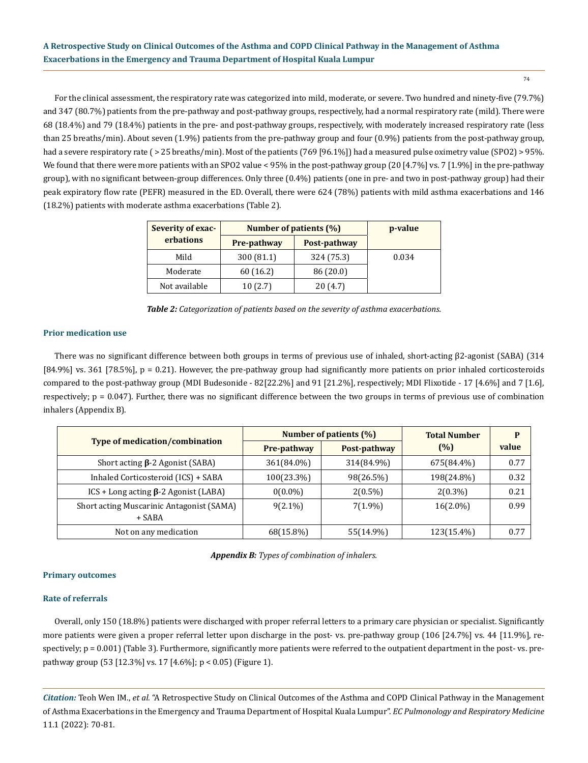For the clinical assessment, the respiratory rate was categorized into mild, moderate, or severe. Two hundred and ninety-five (79.7%) and 347 (80.7%) patients from the pre-pathway and post-pathway groups, respectively, had a normal respiratory rate (mild). There were 68 (18.4%) and 79 (18.4%) patients in the pre- and post-pathway groups, respectively, with moderately increased respiratory rate (less than 25 breaths/min). About seven (1.9%) patients from the pre-pathway group and four (0.9%) patients from the post-pathway group, had a severe respiratory rate ( > 25 breaths/min). Most of the patients (769 [96.1%]) had a measured pulse oximetry value (SPO2) > 95%. We found that there were more patients with an SPO2 value < 95% in the post-pathway group (20 [4.7%] vs. 7 [1.9%] in the pre-pathway group), with no significant between-group differences. Only three (0.4%) patients (one in pre- and two in post-pathway group) had their peak expiratory flow rate (PEFR) measured in the ED. Overall, there were 624 (78%) patients with mild asthma exacerbations and 146 (18.2%) patients with moderate asthma exacerbations (Table 2).

| Severity of exacerbations | Number of patients (%) | | p-value |
|---|---|---|---|
| | Pre-pathway | Post-pathway | |
| Mild | 300 (81.1) | 324 (75.3) | 0.034 |
| Moderate | 60 (16.2) | 86 (20.0) | |
| Not available | 10 (2.7) | 20 (4.7) | |

***Table 2:*** *Categorization of patients based on the severity of asthma exacerbations.*

### Prior medication use

There was no significant difference between both groups in terms of previous use of inhaled, short-acting β2-agonist (SABA) (314 [84.9%] vs. 361 [78.5%], p = 0.21). However, the pre-pathway group had significantly more patients on prior inhaled corticosteroids compared to the post-pathway group (MDI Budesonide - 82[22.2%] and 91 [21.2%], respectively; MDI Flixotide - 17 [4.6%] and 7 [1.6], respectively; p = 0.047). Further, there was no significant difference between the two groups in terms of previous use of combination inhalers (Appendix B).

| Type of medication/combination | Number of patients (%) | | Total Number (%) | P value |
|---|---|---|---|---|
| | Pre-pathway | Post-pathway | | |
| Short acting **β**-2 Agonist (SABA) | 361(84.0%) | 314(84.9%) | 675(84.4%) | 0.77 |
| Inhaled Corticosteroid (ICS) + SABA | 100(23.3%) | 98(26.5%) | 198(24.8%) | 0.32 |
| ICS + Long acting **β**-2 Agonist (LABA) | 0(0.0%) | 2(0.5%) | 2(0.3%) | 0.21 |
| Short acting Muscarinic Antagonist (SAMA) + SABA | 9(2.1%) | 7(1.9%) | 16(2.0%) | 0.99 |
| Not on any medication | 68(15.8%) | 55(14.9%) | 123(15.4%) | 0.77 |

***Appendix B:*** *Types of combination of inhalers.*

### Primary outcomes

### Rate of referrals

Overall, only 150 (18.8%) patients were discharged with proper referral letters to a primary care physician or specialist. Significantly more patients were given a proper referral letter upon discharge in the post- vs. pre-pathway group (106 [24.7%] vs. 44 [11.9%], respectively; p = 0.001) (Table 3). Furthermore, significantly more patients were referred to the outpatient department in the post- vs. pre-pathway group (53 [12.3%] vs. 17 [4.6%]; p < 0.05) (Figure 1).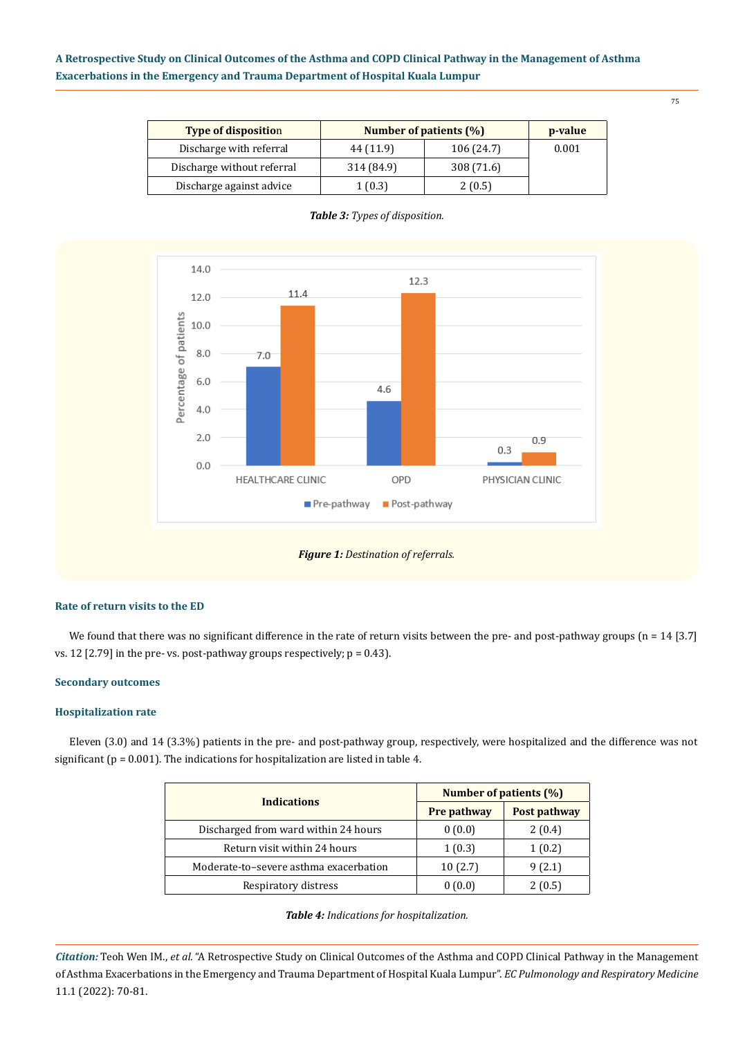| Type of disposition | Number of patients (%) | | p-value |
|---|---|---|---|
| Discharge with referral | 44 (11.9) | 106 (24.7) | 0.001 |
| Discharge without referral | 314 (84.9) | 308 (71.6) | |
| Discharge against advice | 1 (0.3) | 2 (0.5) | |

***Table 3:*** *Types of disposition.*

***Figure 1:*** *Destination of referrals.*

### Rate of return visits to the ED

We found that there was no significant difference in the rate of return visits between the pre- and post-pathway groups (n = 14 [3.7] vs. 12 [2.79] in the pre- vs. post-pathway groups respectively; p = 0.43).

### Secondary outcomes

### Hospitalization rate

Eleven (3.0) and 14 (3.3%) patients in the pre- and post-pathway group, respectively, were hospitalized and the difference was not significant (p = 0.001). The indications for hospitalization are listed in table 4.

| Indications | Number of patients (%) | |
|---|---|---|
| | Pre pathway | Post pathway |
| Discharged from ward within 24 hours | 0 (0.0) | 2 (0.4) |
| Return visit within 24 hours | 1 (0.3) | 1 (0.2) |
| Moderate-to–severe asthma exacerbation | 10 (2.7) | 9 (2.1) |
| Respiratory distress | 0 (0.0) | 2 (0.5) |

***Table 4:*** *Indications for hospitalization.*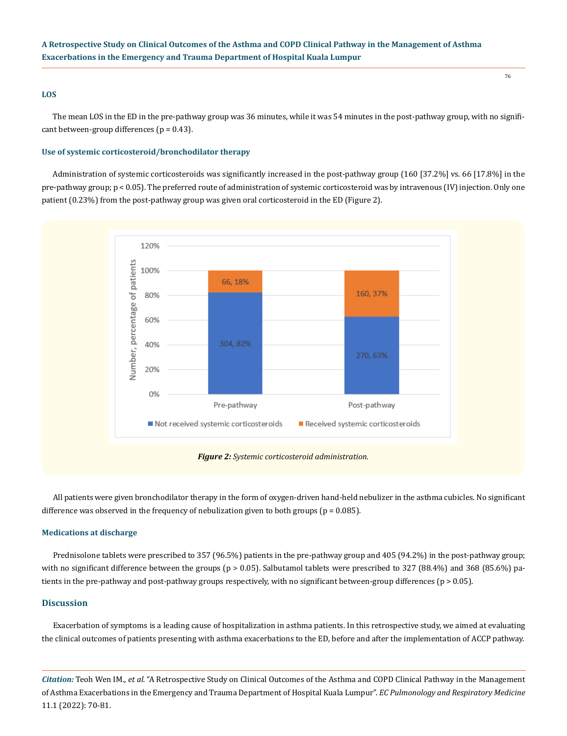### LOS

The mean LOS in the ED in the pre-pathway group was 36 minutes, while it was 54 minutes in the post-pathway group, with no significant between-group differences (p = 0.43).

### Use of systemic corticosteroid/bronchodilator therapy

Administration of systemic corticosteroids was significantly increased in the post-pathway group (160 [37.2%] vs. 66 [17.8%] in the pre-pathway group; $p < 0.05$). The preferred route of administration of systemic corticosteroid was by intravenous (IV) injection. Only one patient (0.23%) from the post-pathway group was given oral corticosteroid in the ED (Figure 2).

***Figure 2:*** *Systemic corticosteroid administration.*

All patients were given bronchodilator therapy in the form of oxygen-driven hand-held nebulizer in the asthma cubicles. No significant difference was observed in the frequency of nebulization given to both groups (p = 0.085).

### Medications at discharge

Prednisolone tablets were prescribed to 357 (96.5%) patients in the pre-pathway group and 405 (94.2%) in the post-pathway group; with no significant difference between the groups ($p > 0.05$). Salbutamol tablets were prescribed to 327 (88.4%) and 368 (85.6%) patients in the pre-pathway and post-pathway groups respectively, with no significant between-group differences ($p > 0.05$).

## Discussion

Exacerbation of symptoms is a leading cause of hospitalization in asthma patients. In this retrospective study, we aimed at evaluating the clinical outcomes of patients presenting with asthma exacerbations to the ED, before and after the implementation of ACCP pathway.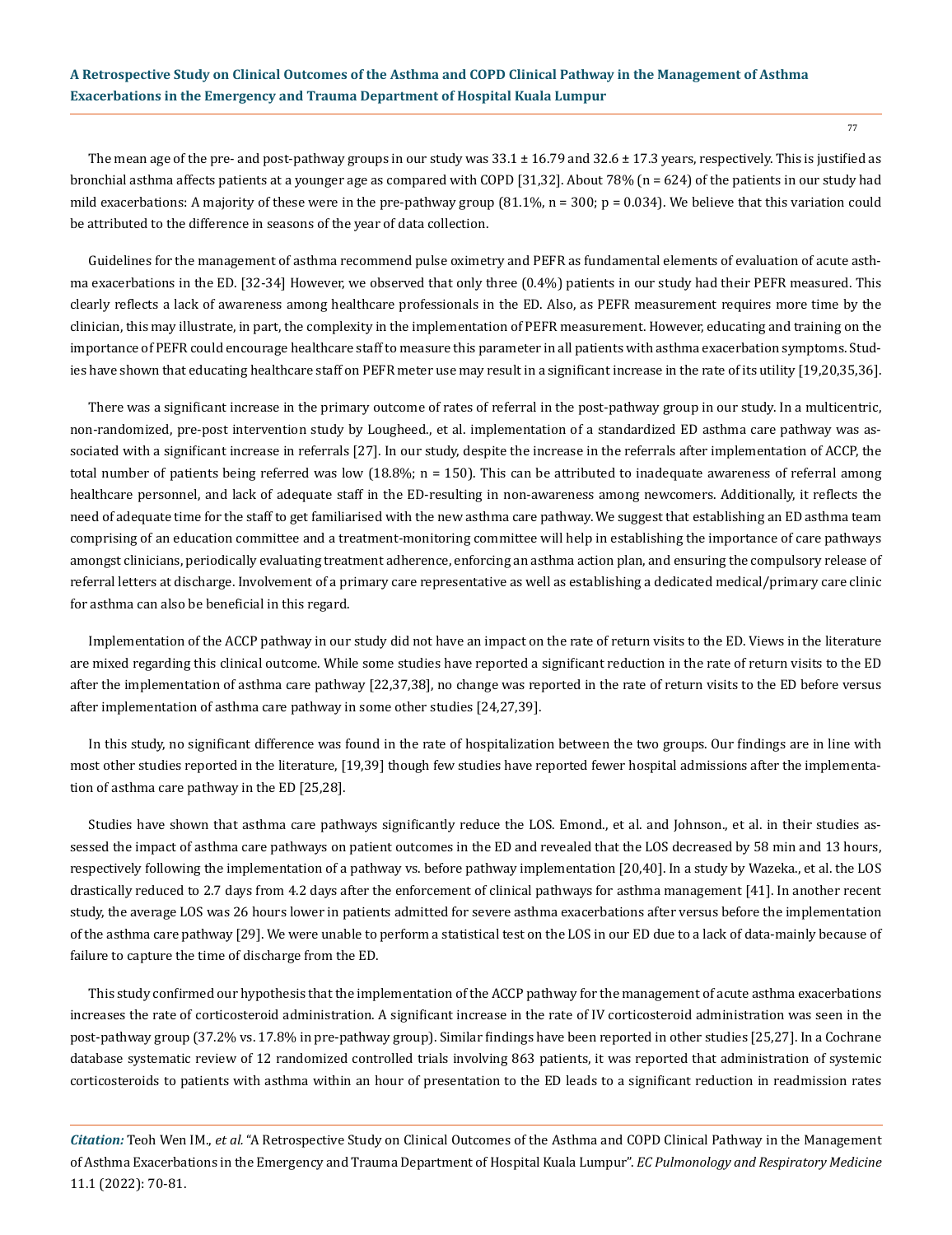The mean age of the pre- and post-pathway groups in our study was 33.1 ± 16.79 and 32.6 ± 17.3 years, respectively. This is justified as bronchial asthma affects patients at a younger age as compared with COPD [31,32]. About 78% (n = 624) of the patients in our study had mild exacerbations: A majority of these were in the pre-pathway group (81.1%, n = 300; p = 0.034). We believe that this variation could be attributed to the difference in seasons of the year of data collection.

Guidelines for the management of asthma recommend pulse oximetry and PEFR as fundamental elements of evaluation of acute asthma exacerbations in the ED. [32-34] However, we observed that only three (0.4%) patients in our study had their PEFR measured. This clearly reflects a lack of awareness among healthcare professionals in the ED. Also, as PEFR measurement requires more time by the clinician, this may illustrate, in part, the complexity in the implementation of PEFR measurement. However, educating and training on the importance of PEFR could encourage healthcare staff to measure this parameter in all patients with asthma exacerbation symptoms. Studies have shown that educating healthcare staff on PEFR meter use may result in a significant increase in the rate of its utility [19,20,35,36].

There was a significant increase in the primary outcome of rates of referral in the post-pathway group in our study. In a multicentric, non-randomized, pre-post intervention study by Lougheed., et al. implementation of a standardized ED asthma care pathway was associated with a significant increase in referrals [27]. In our study, despite the increase in the referrals after implementation of ACCP, the total number of patients being referred was low (18.8%; n = 150). This can be attributed to inadequate awareness of referral among healthcare personnel, and lack of adequate staff in the ED-resulting in non-awareness among newcomers. Additionally, it reflects the need of adequate time for the staff to get familiarised with the new asthma care pathway. We suggest that establishing an ED asthma team comprising of an education committee and a treatment-monitoring committee will help in establishing the importance of care pathways amongst clinicians, periodically evaluating treatment adherence, enforcing an asthma action plan, and ensuring the compulsory release of referral letters at discharge. Involvement of a primary care representative as well as establishing a dedicated medical/primary care clinic for asthma can also be beneficial in this regard.

Implementation of the ACCP pathway in our study did not have an impact on the rate of return visits to the ED. Views in the literature are mixed regarding this clinical outcome. While some studies have reported a significant reduction in the rate of return visits to the ED after the implementation of asthma care pathway [22,37,38], no change was reported in the rate of return visits to the ED before versus after implementation of asthma care pathway in some other studies [24,27,39].

In this study, no significant difference was found in the rate of hospitalization between the two groups. Our findings are in line with most other studies reported in the literature, [19,39] though few studies have reported fewer hospital admissions after the implementation of asthma care pathway in the ED [25,28].

Studies have shown that asthma care pathways significantly reduce the LOS. Emond., et al. and Johnson., et al. in their studies assessed the impact of asthma care pathways on patient outcomes in the ED and revealed that the LOS decreased by 58 min and 13 hours, respectively following the implementation of a pathway vs. before pathway implementation [20,40]. In a study by Wazeka., et al. the LOS drastically reduced to 2.7 days from 4.2 days after the enforcement of clinical pathways for asthma management [41]. In another recent study, the average LOS was 26 hours lower in patients admitted for severe asthma exacerbations after versus before the implementation of the asthma care pathway [29]. We were unable to perform a statistical test on the LOS in our ED due to a lack of data-mainly because of failure to capture the time of discharge from the ED.

This study confirmed our hypothesis that the implementation of the ACCP pathway for the management of acute asthma exacerbations increases the rate of corticosteroid administration. A significant increase in the rate of IV corticosteroid administration was seen in the post-pathway group (37.2% vs. 17.8% in pre-pathway group). Similar findings have been reported in other studies [25,27]. In a Cochrane database systematic review of 12 randomized controlled trials involving 863 patients, it was reported that administration of systemic corticosteroids to patients with asthma within an hour of presentation to the ED leads to a significant reduction in readmission rates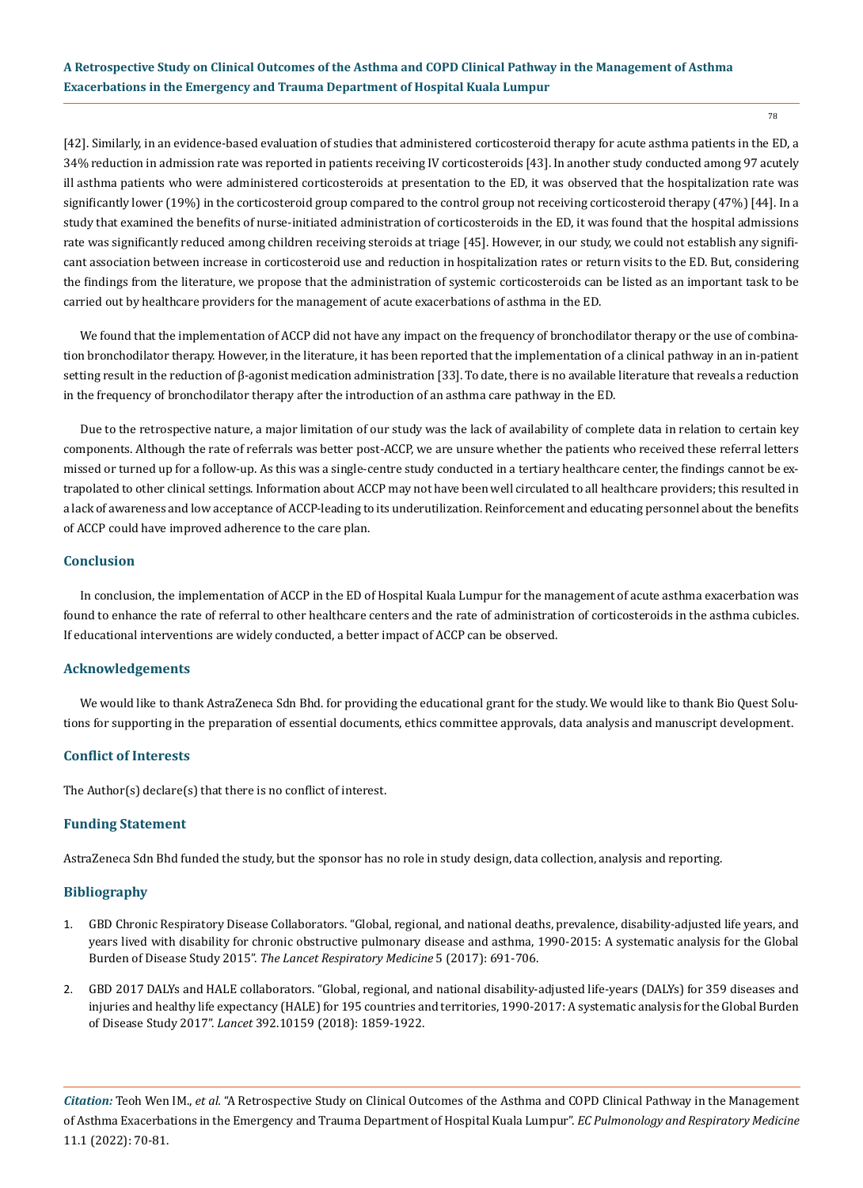[42]. Similarly, in an evidence-based evaluation of studies that administered corticosteroid therapy for acute asthma patients in the ED, a 34% reduction in admission rate was reported in patients receiving IV corticosteroids [43]. In another study conducted among 97 acutely ill asthma patients who were administered corticosteroids at presentation to the ED, it was observed that the hospitalization rate was significantly lower (19%) in the corticosteroid group compared to the control group not receiving corticosteroid therapy (47%) [44]. In a study that examined the benefits of nurse-initiated administration of corticosteroids in the ED, it was found that the hospital admissions rate was significantly reduced among children receiving steroids at triage [45]. However, in our study, we could not establish any significant association between increase in corticosteroid use and reduction in hospitalization rates or return visits to the ED. But, considering the findings from the literature, we propose that the administration of systemic corticosteroids can be listed as an important task to be carried out by healthcare providers for the management of acute exacerbations of asthma in the ED.

We found that the implementation of ACCP did not have any impact on the frequency of bronchodilator therapy or the use of combination bronchodilator therapy. However, in the literature, it has been reported that the implementation of a clinical pathway in an in-patient setting result in the reduction of β-agonist medication administration [33]. To date, there is no available literature that reveals a reduction in the frequency of bronchodilator therapy after the introduction of an asthma care pathway in the ED.

Due to the retrospective nature, a major limitation of our study was the lack of availability of complete data in relation to certain key components. Although the rate of referrals was better post-ACCP, we are unsure whether the patients who received these referral letters missed or turned up for a follow-up. As this was a single-centre study conducted in a tertiary healthcare center, the findings cannot be extrapolated to other clinical settings. Information about ACCP may not have been well circulated to all healthcare providers; this resulted in a lack of awareness and low acceptance of ACCP-leading to its underutilization. Reinforcement and educating personnel about the benefits of ACCP could have improved adherence to the care plan.

## Conclusion

In conclusion, the implementation of ACCP in the ED of Hospital Kuala Lumpur for the management of acute asthma exacerbation was found to enhance the rate of referral to other healthcare centers and the rate of administration of corticosteroids in the asthma cubicles. If educational interventions are widely conducted, a better impact of ACCP can be observed.

## Acknowledgements

We would like to thank AstraZeneca Sdn Bhd. for providing the educational grant for the study. We would like to thank Bio Quest Solutions for supporting in the preparation of essential documents, ethics committee approvals, data analysis and manuscript development.

## Conflict of Interests

The Author(s) declare(s) that there is no conflict of interest.

## Funding Statement

AstraZeneca Sdn Bhd funded the study, but the sponsor has no role in study design, data collection, analysis and reporting.

## Bibliography

1. GBD Chronic Respiratory Disease Collaborators. "Global, regional, and national deaths, prevalence, disability-adjusted life years, and years lived with disability for chronic obstructive pulmonary disease and asthma, 1990-2015: A systematic analysis for the Global Burden of Disease Study 2015". *The Lancet Respiratory Medicine* 5 (2017): 691-706.
2. GBD 2017 DALYs and HALE collaborators. "Global, regional, and national disability-adjusted life-years (DALYs) for 359 diseases and injuries and healthy life expectancy (HALE) for 195 countries and territories, 1990-2017: A systematic analysis for the Global Burden of Disease Study 2017". *Lancet* 392.10159 (2018): 1859-1922.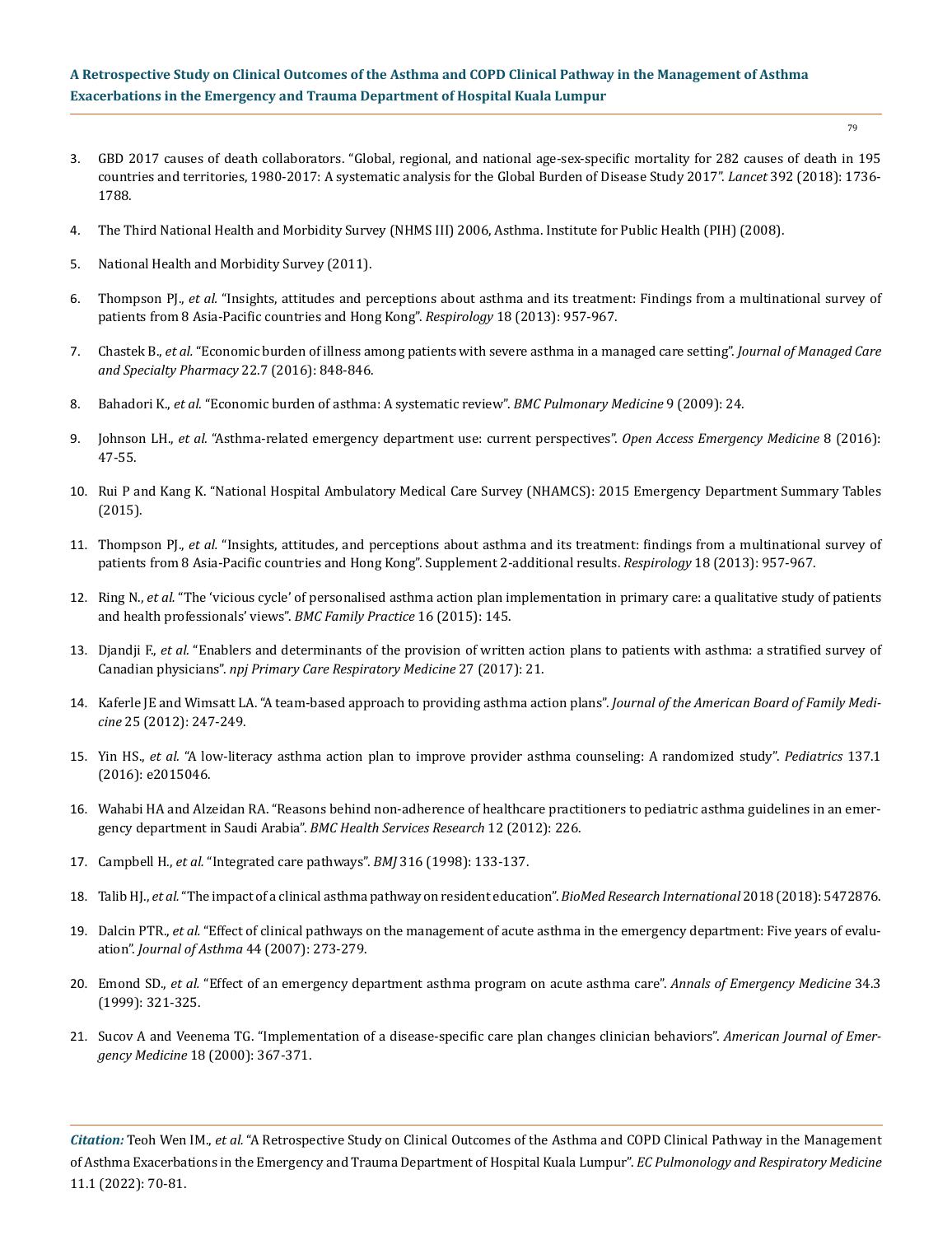3. GBD 2017 causes of death collaborators. "Global, regional, and national age-sex-specific mortality for 282 causes of death in 195 countries and territories, 1980-2017: A systematic analysis for the Global Burden of Disease Study 2017". *Lancet* 392 (2018): 1736-1788.

4. The Third National Health and Morbidity Survey (NHMS III) 2006, Asthma. Institute for Public Health (PIH) (2008).

5. National Health and Morbidity Survey (2011).

6. Thompson PJ., *et al.* "Insights, attitudes and perceptions about asthma and its treatment: Findings from a multinational survey of patients from 8 Asia-Pacific countries and Hong Kong". *Respirology* 18 (2013): 957-967.

7. Chastek B., *et al.* "Economic burden of illness among patients with severe asthma in a managed care setting". *Journal of Managed Care and Specialty Pharmacy* 22.7 (2016): 848-846.

8. Bahadori K., *et al.* "Economic burden of asthma: A systematic review". *BMC Pulmonary Medicine* 9 (2009): 24.

9. Johnson LH., *et al.* "Asthma-related emergency department use: current perspectives". *Open Access Emergency Medicine* 8 (2016): 47-55.

10. Rui P and Kang K. "National Hospital Ambulatory Medical Care Survey (NHAMCS): 2015 Emergency Department Summary Tables (2015).

11. Thompson PJ., *et al.* "Insights, attitudes, and perceptions about asthma and its treatment: findings from a multinational survey of patients from 8 Asia-Pacific countries and Hong Kong". Supplement 2-additional results. *Respirology* 18 (2013): 957-967.

12. Ring N., *et al.* "The 'vicious cycle' of personalised asthma action plan implementation in primary care: a qualitative study of patients and health professionals' views". *BMC Family Practice* 16 (2015): 145.

13. Djandji F., *et al.* "Enablers and determinants of the provision of written action plans to patients with asthma: a stratified survey of Canadian physicians". *npj Primary Care Respiratory Medicine* 27 (2017): 21.

14. Kaferle JE and Wimsatt LA. "A team-based approach to providing asthma action plans". *Journal of the American Board of Family Medicine* 25 (2012): 247-249.

15. Yin HS., *et al.* "A low-literacy asthma action plan to improve provider asthma counseling: A randomized study". *Pediatrics* 137.1 (2016): e2015046.

16. Wahabi HA and Alzeidan RA. "Reasons behind non-adherence of healthcare practitioners to pediatric asthma guidelines in an emergency department in Saudi Arabia". *BMC Health Services Research* 12 (2012): 226.

17. Campbell H., *et al.* "Integrated care pathways". *BMJ* 316 (1998): 133-137.

18. Talib HJ., *et al.* "The impact of a clinical asthma pathway on resident education". *BioMed Research International* 2018 (2018): 5472876.

19. Dalcin PTR., *et al.* "Effect of clinical pathways on the management of acute asthma in the emergency department: Five years of evaluation". *Journal of Asthma* 44 (2007): 273-279.

20. Emond SD., *et al.* "Effect of an emergency department asthma program on acute asthma care". *Annals of Emergency Medicine* 34.3 (1999): 321-325.

21. Sucov A and Veenema TG. "Implementation of a disease-specific care plan changes clinician behaviors". *American Journal of Emergency Medicine* 18 (2000): 367-371.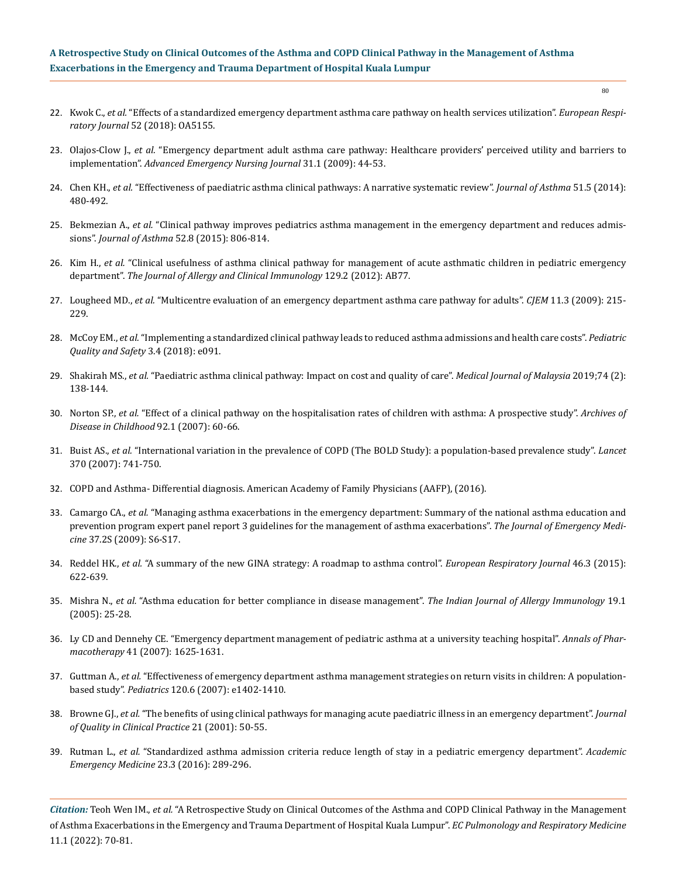22. Kwok C., *et al.* "Effects of a standardized emergency department asthma care pathway on health services utilization". *European Respiratory Journal* 52 (2018): OA5155.

23. Olajos-Clow J., *et al.* "Emergency department adult asthma care pathway: Healthcare providers' perceived utility and barriers to implementation". *Advanced Emergency Nursing Journal* 31.1 (2009): 44-53.

24. Chen KH., *et al.* "Effectiveness of paediatric asthma clinical pathways: A narrative systematic review". *Journal of Asthma* 51.5 (2014): 480-492.

25. Bekmezian A., *et al.* "Clinical pathway improves pediatrics asthma management in the emergency department and reduces admissions". *Journal of Asthma* 52.8 (2015): 806-814.

26. Kim H., *et al.* "Clinical usefulness of asthma clinical pathway for management of acute asthmatic children in pediatric emergency department". *The Journal of Allergy and Clinical Immunology* 129.2 (2012): AB77.

27. Lougheed MD., *et al.* "Multicentre evaluation of an emergency department asthma care pathway for adults". *CJEM* 11.3 (2009): 215-229.

28. McCoy EM., *et al.* "Implementing a standardized clinical pathway leads to reduced asthma admissions and health care costs". *Pediatric Quality and Safety* 3.4 (2018): e091.

29. Shakirah MS., *et al.* "Paediatric asthma clinical pathway: Impact on cost and quality of care". *Medical Journal of Malaysia* 2019;74 (2): 138-144.

30. Norton SP., *et al.* "Effect of a clinical pathway on the hospitalisation rates of children with asthma: A prospective study". *Archives of Disease in Childhood* 92.1 (2007): 60-66.

31. Buist AS., *et al.* "International variation in the prevalence of COPD (The BOLD Study): a population-based prevalence study". *Lancet* 370 (2007): 741-750.

32. COPD and Asthma- Differential diagnosis. American Academy of Family Physicians (AAFP), (2016).

33. Camargo CA., *et al.* "Managing asthma exacerbations in the emergency department: Summary of the national asthma education and prevention program expert panel report 3 guidelines for the management of asthma exacerbations". *The Journal of Emergency Medicine* 37.2S (2009): S6-S17.

34. Reddel HK., *et al.* "A summary of the new GINA strategy: A roadmap to asthma control". *European Respiratory Journal* 46.3 (2015): 622-639.

35. Mishra N., *et al.* "Asthma education for better compliance in disease management". *The Indian Journal of Allergy Immunology* 19.1 (2005): 25-28.

36. Ly CD and Dennehy CE. "Emergency department management of pediatric asthma at a university teaching hospital". *Annals of Pharmacotherapy* 41 (2007): 1625-1631.

37. Guttman A., *et al.* "Effectiveness of emergency department asthma management strategies on return visits in children: A population-based study". *Pediatrics* 120.6 (2007): e1402-1410.

38. Browne GJ., *et al.* "The benefits of using clinical pathways for managing acute paediatric illness in an emergency department". *Journal of Quality in Clinical Practice* 21 (2001): 50-55.

39. Rutman L., *et al.* "Standardized asthma admission criteria reduce length of stay in a pediatric emergency department". *Academic Emergency Medicine* 23.3 (2016): 289-296.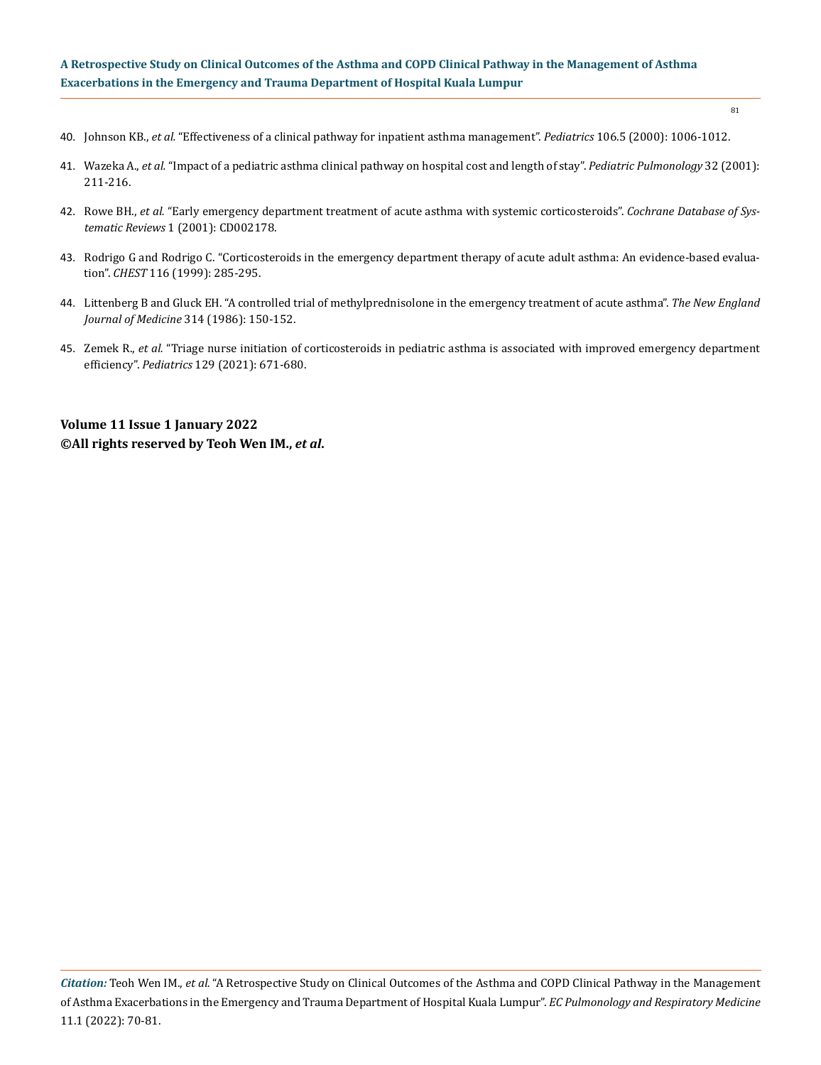40. Johnson KB., *et al.* "Effectiveness of a clinical pathway for inpatient asthma management". *Pediatrics* 106.5 (2000): 1006-1012.

41. Wazeka A., *et al.* "Impact of a pediatric asthma clinical pathway on hospital cost and length of stay". *Pediatric Pulmonology* 32 (2001): 211-216.

42. Rowe BH., *et al.* "Early emergency department treatment of acute asthma with systemic corticosteroids". *Cochrane Database of Systematic Reviews* 1 (2001): CD002178.

43. Rodrigo G and Rodrigo C. "Corticosteroids in the emergency department therapy of acute adult asthma: An evidence-based evaluation". *CHEST* 116 (1999): 285-295.

44. Littenberg B and Gluck EH. "A controlled trial of methylprednisolone in the emergency treatment of acute asthma". *The New England Journal of Medicine* 314 (1986): 150-152.

45. Zemek R., *et al.* "Triage nurse initiation of corticosteroids in pediatric asthma is associated with improved emergency department efficiency". *Pediatrics* 129 (2021): 671-680.

**Volume 11 Issue 1 January 2022**
**©All rights reserved by Teoh Wen IM., *et al*.**